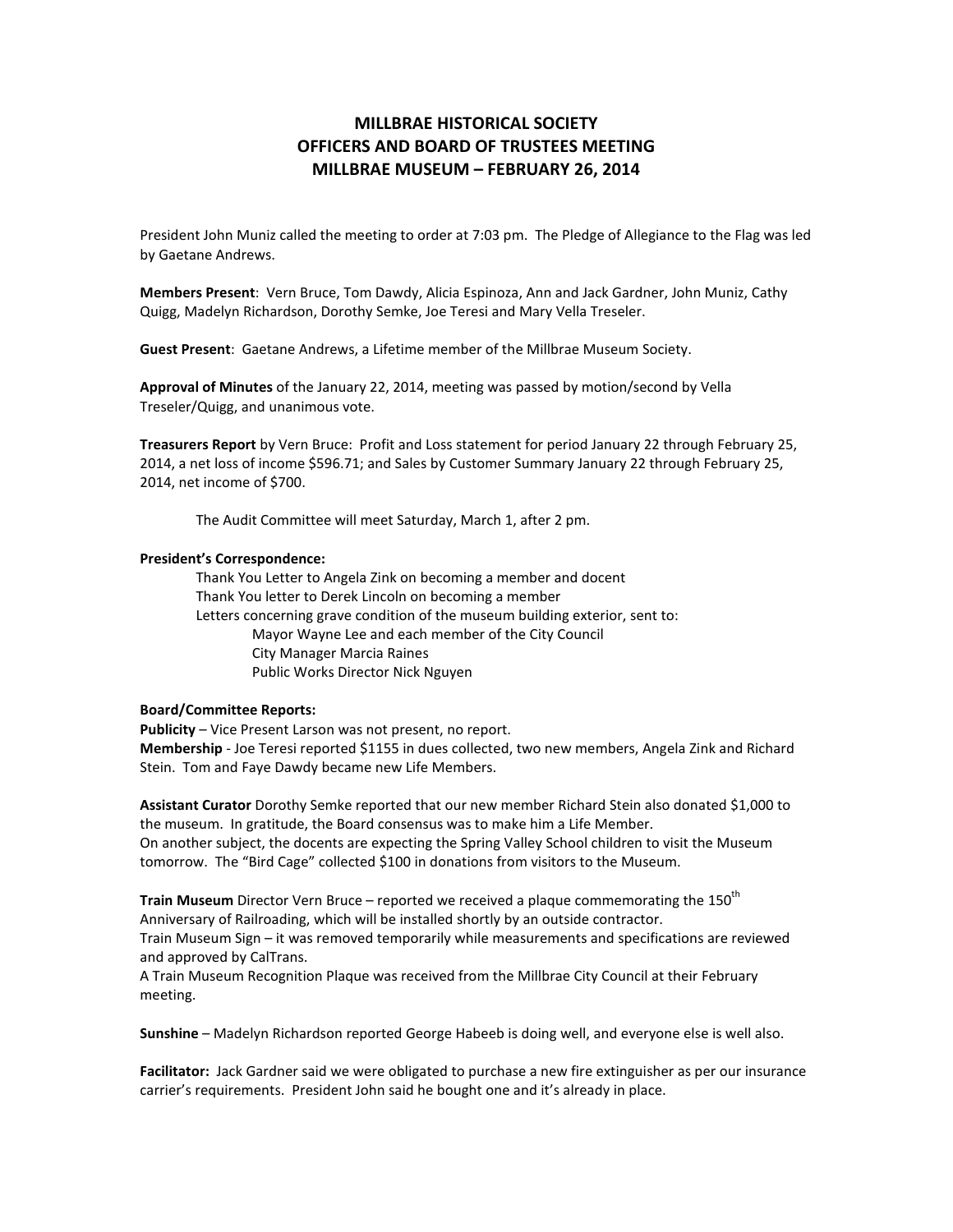# MILLBRAE HISTORICAL SOCIETY
# OFFICERS AND BOARD OF TRUSTEES MEETING
# MILLBRAE MUSEUM – FEBRUARY 26, 2014

President John Muniz called the meeting to order at 7:03 pm. The Pledge of Allegiance to the Flag was led by Gaetane Andrews.

**Members Present**: Vern Bruce, Tom Dawdy, Alicia Espinoza, Ann and Jack Gardner, John Muniz, Cathy Quigg, Madelyn Richardson, Dorothy Semke, Joe Teresi and Mary Vella Treseler.

**Guest Present**: Gaetane Andrews, a Lifetime member of the Millbrae Museum Society.

**Approval of Minutes** of the January 22, 2014, meeting was passed by motion/second by Vella Treseler/Quigg, and unanimous vote.

**Treasurers Report** by Vern Bruce: Profit and Loss statement for period January 22 through February 25, 2014, a net loss of income $596.71; and Sales by Customer Summary January 22 through February 25, 2014, net income of $700.

The Audit Committee will meet Saturday, March 1, after 2 pm.

**President's Correspondence:**

Thank You Letter to Angela Zink on becoming a member and docent
Thank You letter to Derek Lincoln on becoming a member
Letters concerning grave condition of the museum building exterior, sent to:
- Mayor Wayne Lee and each member of the City Council
- City Manager Marcia Raines
- Public Works Director Nick Nguyen

**Board/Committee Reports:**

**Publicity** – Vice Present Larson was not present, no report.
**Membership** - Joe Teresi reported $1155 in dues collected, two new members, Angela Zink and Richard Stein. Tom and Faye Dawdy became new Life Members.

**Assistant Curator** Dorothy Semke reported that our new member Richard Stein also donated $1,000 to the museum. In gratitude, the Board consensus was to make him a Life Member.
On another subject, the docents are expecting the Spring Valley School children to visit the Museum tomorrow. The "Bird Cage" collected $100 in donations from visitors to the Museum.

**Train Museum** Director Vern Bruce – reported we received a plaque commemorating the 150th Anniversary of Railroading, which will be installed shortly by an outside contractor.
Train Museum Sign – it was removed temporarily while measurements and specifications are reviewed and approved by CalTrans.
A Train Museum Recognition Plaque was received from the Millbrae City Council at their February meeting.

**Sunshine** – Madelyn Richardson reported George Habeeb is doing well, and everyone else is well also.

**Facilitator:** Jack Gardner said we were obligated to purchase a new fire extinguisher as per our insurance carrier's requirements. President John said he bought one and it's already in place.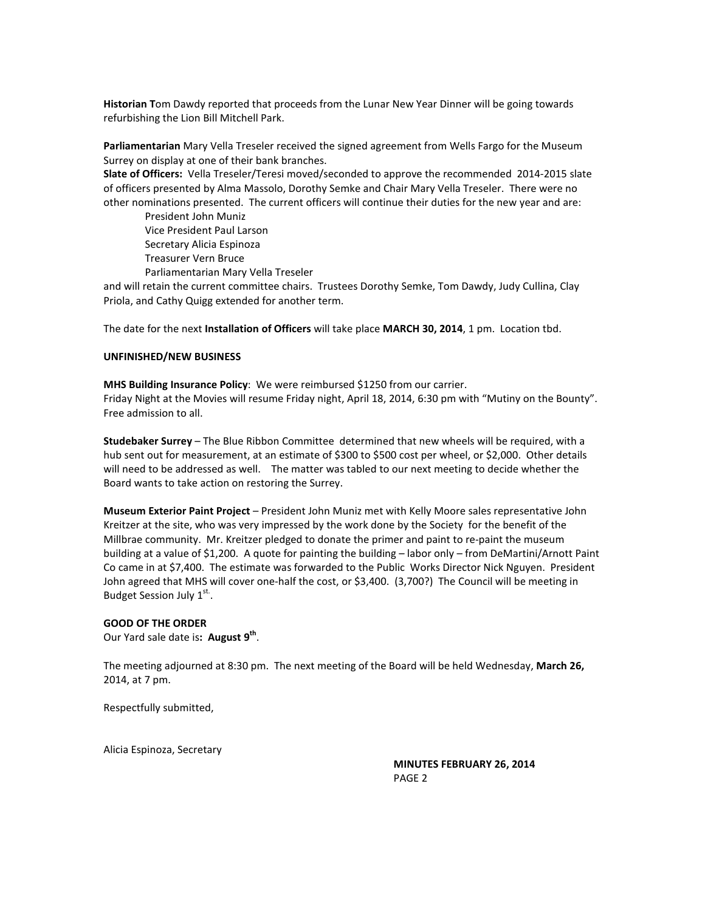**Historian T**om Dawdy reported that proceeds from the Lunar New Year Dinner will be going towards refurbishing the Lion Bill Mitchell Park.

**Parliamentarian** Mary Vella Treseler received the signed agreement from Wells Fargo for the Museum Surrey on display at one of their bank branches.
**Slate of Officers:** Vella Treseler/Teresi moved/seconded to approve the recommended 2014-2015 slate of officers presented by Alma Massolo, Dorothy Semke and Chair Mary Vella Treseler. There were no other nominations presented. The current officers will continue their duties for the new year and are:

President John Muniz
Vice President Paul Larson
Secretary Alicia Espinoza
Treasurer Vern Bruce
Parliamentarian Mary Vella Treseler

and will retain the current committee chairs. Trustees Dorothy Semke, Tom Dawdy, Judy Cullina, Clay Priola, and Cathy Quigg extended for another term.

The date for the next **Installation of Officers** will take place **MARCH 30, 2014**, 1 pm. Location tbd.

**UNFINISHED/NEW BUSINESS**

**MHS Building Insurance Policy**: We were reimbursed $1250 from our carrier.
Friday Night at the Movies will resume Friday night, April 18, 2014, 6:30 pm with "Mutiny on the Bounty". Free admission to all.

**Studebaker Surrey** – The Blue Ribbon Committee determined that new wheels will be required, with a hub sent out for measurement, at an estimate of $300 to $500 cost per wheel, or $2,000. Other details will need to be addressed as well. The matter was tabled to our next meeting to decide whether the Board wants to take action on restoring the Surrey.

**Museum Exterior Paint Project** – President John Muniz met with Kelly Moore sales representative John Kreitzer at the site, who was very impressed by the work done by the Society for the benefit of the Millbrae community. Mr. Kreitzer pledged to donate the primer and paint to re-paint the museum building at a value of $1,200. A quote for painting the building – labor only – from DeMartini/Arnott Paint Co came in at $7,400. The estimate was forwarded to the Public Works Director Nick Nguyen. President John agreed that MHS will cover one-half the cost, or $3,400. (3,700?) The Council will be meeting in Budget Session July 1st.

**GOOD OF THE ORDER**
Our Yard sale date is**: August 9th**.

The meeting adjourned at 8:30 pm. The next meeting of the Board will be held Wednesday, **March 26,** 2014, at 7 pm.

Respectfully submitted,

Alicia Espinoza, Secretary

**MINUTES FEBRUARY 26, 2014**